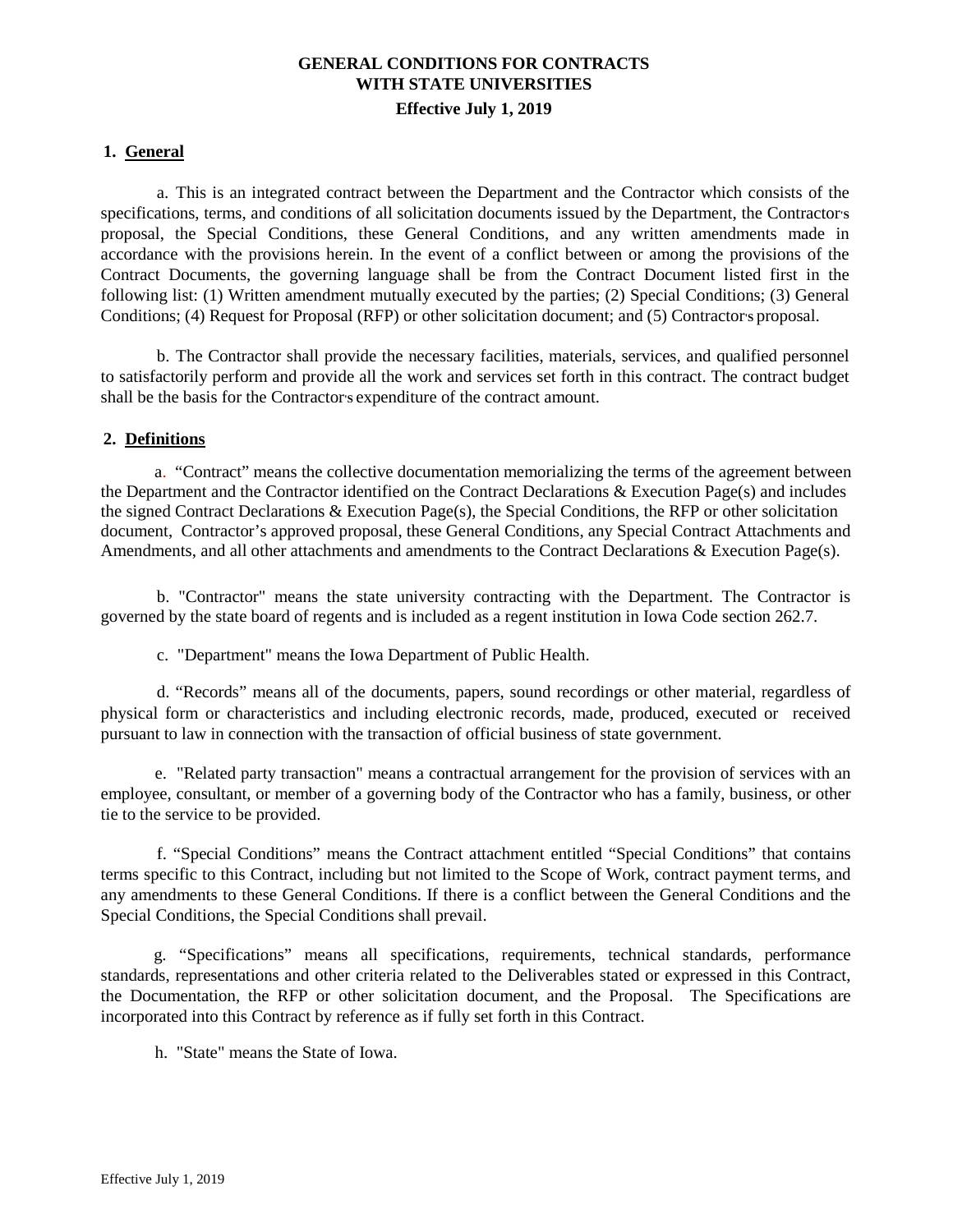# GENERAL CONDITIONS FOR CONTRACTS WITH STATE UNIVERSITIES

**Effective July 1, 2019**

## 1. General

a. This is an integrated contract between the Department and the Contractor which consists of the specifications, terms, and conditions of all solicitation documents issued by the Department, the Contractor's proposal, the Special Conditions, these General Conditions, and any written amendments made in accordance with the provisions herein. In the event of a conflict between or among the provisions of the Contract Documents, the governing language shall be from the Contract Document listed first in the following list: (1) Written amendment mutually executed by the parties; (2) Special Conditions; (3) General Conditions; (4) Request for Proposal (RFP) or other solicitation document; and (5) Contractor's proposal.

b. The Contractor shall provide the necessary facilities, materials, services, and qualified personnel to satisfactorily perform and provide all the work and services set forth in this contract. The contract budget shall be the basis for the Contractor's expenditure of the contract amount.

## 2. Definitions

a. "Contract" means the collective documentation memorializing the terms of the agreement between the Department and the Contractor identified on the Contract Declarations & Execution Page(s) and includes the signed Contract Declarations & Execution Page(s), the Special Conditions, the RFP or other solicitation document, Contractor's approved proposal, these General Conditions, any Special Contract Attachments and Amendments, and all other attachments and amendments to the Contract Declarations & Execution Page(s).

b. "Contractor" means the state university contracting with the Department. The Contractor is governed by the state board of regents and is included as a regent institution in Iowa Code section 262.7.

c. "Department" means the Iowa Department of Public Health.

d. "Records" means all of the documents, papers, sound recordings or other material, regardless of physical form or characteristics and including electronic records, made, produced, executed or received pursuant to law in connection with the transaction of official business of state government.

e. "Related party transaction" means a contractual arrangement for the provision of services with an employee, consultant, or member of a governing body of the Contractor who has a family, business, or other tie to the service to be provided.

f. "Special Conditions" means the Contract attachment entitled "Special Conditions" that contains terms specific to this Contract, including but not limited to the Scope of Work, contract payment terms, and any amendments to these General Conditions. If there is a conflict between the General Conditions and the Special Conditions, the Special Conditions shall prevail.

g. "Specifications" means all specifications, requirements, technical standards, performance standards, representations and other criteria related to the Deliverables stated or expressed in this Contract, the Documentation, the RFP or other solicitation document, and the Proposal. The Specifications are incorporated into this Contract by reference as if fully set forth in this Contract.

h. "State" means the State of Iowa.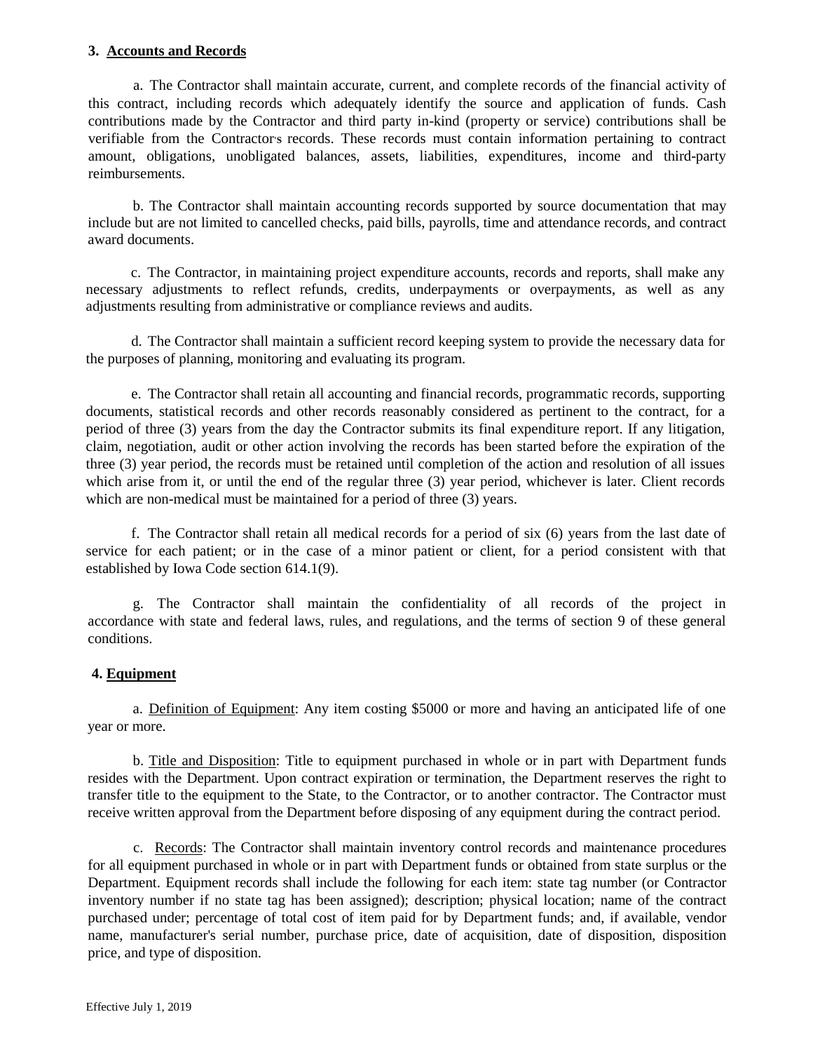### 3. **Accounts and Records**

a. The Contractor shall maintain accurate, current, and complete records of the financial activity of this contract, including records which adequately identify the source and application of funds. Cash contributions made by the Contractor and third party in-kind (property or service) contributions shall be verifiable from the Contractor's records. These records must contain information pertaining to contract amount, obligations, unobligated balances, assets, liabilities, expenditures, income and third-party reimbursements.

b. The Contractor shall maintain accounting records supported by source documentation that may include but are not limited to cancelled checks, paid bills, payrolls, time and attendance records, and contract award documents.

c. The Contractor, in maintaining project expenditure accounts, records and reports, shall make any necessary adjustments to reflect refunds, credits, underpayments or overpayments, as well as any adjustments resulting from administrative or compliance reviews and audits.

d. The Contractor shall maintain a sufficient record keeping system to provide the necessary data for the purposes of planning, monitoring and evaluating its program.

e. The Contractor shall retain all accounting and financial records, programmatic records, supporting documents, statistical records and other records reasonably considered as pertinent to the contract, for a period of three (3) years from the day the Contractor submits its final expenditure report. If any litigation, claim, negotiation, audit or other action involving the records has been started before the expiration of the three (3) year period, the records must be retained until completion of the action and resolution of all issues which arise from it, or until the end of the regular three (3) year period, whichever is later. Client records which are non-medical must be maintained for a period of three (3) years.

f. The Contractor shall retain all medical records for a period of six (6) years from the last date of service for each patient; or in the case of a minor patient or client, for a period consistent with that established by Iowa Code section 614.1(9).

g. The Contractor shall maintain the confidentiality of all records of the project in accordance with state and federal laws, rules, and regulations, and the terms of section 9 of these general conditions.

### 4. **Equipment**

a. Definition of Equipment: Any item costing $5000 or more and having an anticipated life of one year or more.

b. Title and Disposition: Title to equipment purchased in whole or in part with Department funds resides with the Department. Upon contract expiration or termination, the Department reserves the right to transfer title to the equipment to the State, to the Contractor, or to another contractor. The Contractor must receive written approval from the Department before disposing of any equipment during the contract period.

c. Records: The Contractor shall maintain inventory control records and maintenance procedures for all equipment purchased in whole or in part with Department funds or obtained from state surplus or the Department. Equipment records shall include the following for each item: state tag number (or Contractor inventory number if no state tag has been assigned); description; physical location; name of the contract purchased under; percentage of total cost of item paid for by Department funds; and, if available, vendor name, manufacturer's serial number, purchase price, date of acquisition, date of disposition, disposition price, and type of disposition.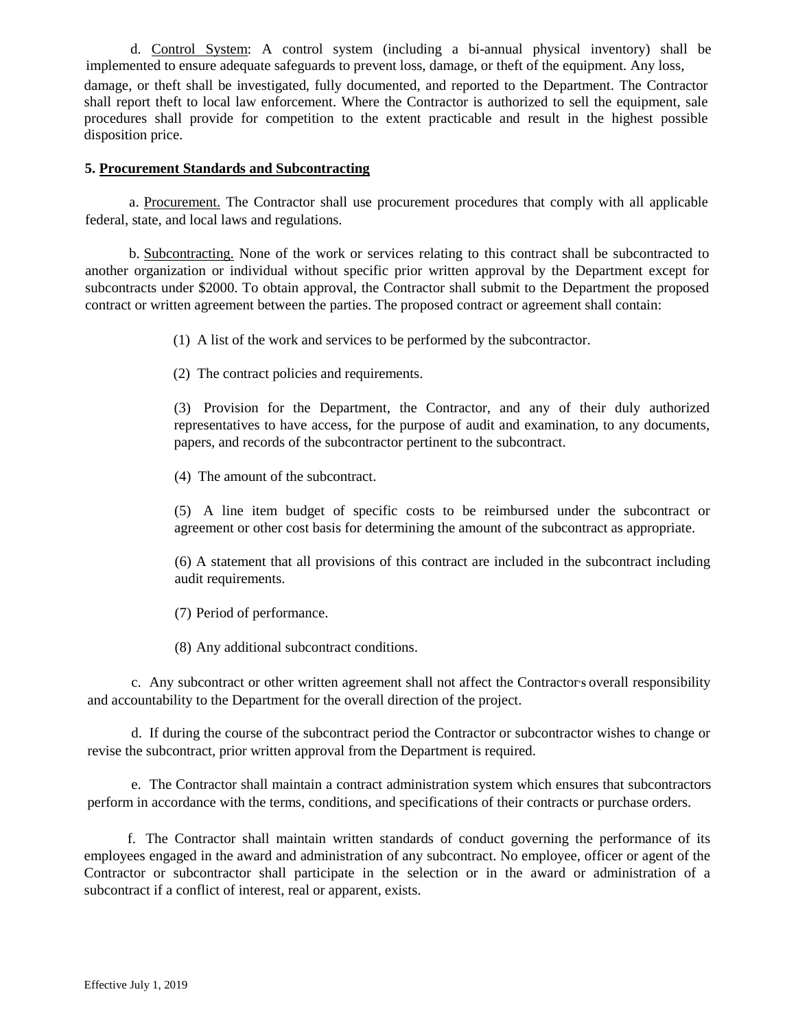d. Control System: A control system (including a bi-annual physical inventory) shall be implemented to ensure adequate safeguards to prevent loss, damage, or theft of the equipment. Any loss, damage, or theft shall be investigated, fully documented, and reported to the Department. The Contractor shall report theft to local law enforcement. Where the Contractor is authorized to sell the equipment, sale procedures shall provide for competition to the extent practicable and result in the highest possible disposition price.

**5. Procurement Standards and Subcontracting**

a. Procurement. The Contractor shall use procurement procedures that comply with all applicable federal, state, and local laws and regulations.

b. Subcontracting. None of the work or services relating to this contract shall be subcontracted to another organization or individual without specific prior written approval by the Department except for subcontracts under $2000. To obtain approval, the Contractor shall submit to the Department the proposed contract or written agreement between the parties. The proposed contract or agreement shall contain:

(1) A list of the work and services to be performed by the subcontractor.

(2) The contract policies and requirements.

(3) Provision for the Department, the Contractor, and any of their duly authorized representatives to have access, for the purpose of audit and examination, to any documents, papers, and records of the subcontractor pertinent to the subcontract.

(4) The amount of the subcontract.

(5) A line item budget of specific costs to be reimbursed under the subcontract or agreement or other cost basis for determining the amount of the subcontract as appropriate.

(6) A statement that all provisions of this contract are included in the subcontract including audit requirements.

(7) Period of performance.

(8) Any additional subcontract conditions.

c. Any subcontract or other written agreement shall not affect the Contractor's overall responsibility and accountability to the Department for the overall direction of the project.

d. If during the course of the subcontract period the Contractor or subcontractor wishes to change or revise the subcontract, prior written approval from the Department is required.

e. The Contractor shall maintain a contract administration system which ensures that subcontractors perform in accordance with the terms, conditions, and specifications of their contracts or purchase orders.

f. The Contractor shall maintain written standards of conduct governing the performance of its employees engaged in the award and administration of any subcontract. No employee, officer or agent of the Contractor or subcontractor shall participate in the selection or in the award or administration of a subcontract if a conflict of interest, real or apparent, exists.

Effective July 1, 2019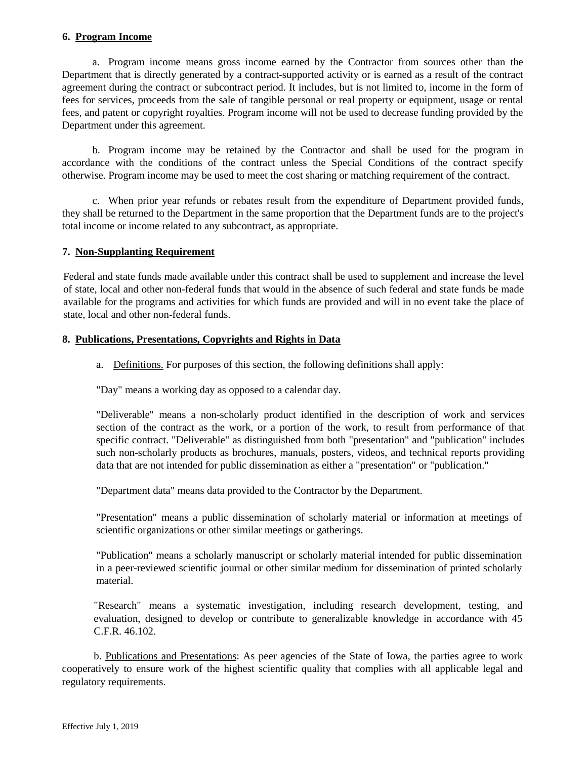**6. Program Income**

a. Program income means gross income earned by the Contractor from sources other than the Department that is directly generated by a contract-supported activity or is earned as a result of the contract agreement during the contract or subcontract period. It includes, but is not limited to, income in the form of fees for services, proceeds from the sale of tangible personal or real property or equipment, usage or rental fees, and patent or copyright royalties. Program income will not be used to decrease funding provided by the Department under this agreement.

b. Program income may be retained by the Contractor and shall be used for the program in accordance with the conditions of the contract unless the Special Conditions of the contract specify otherwise. Program income may be used to meet the cost sharing or matching requirement of the contract.

c. When prior year refunds or rebates result from the expenditure of Department provided funds, they shall be returned to the Department in the same proportion that the Department funds are to the project's total income or income related to any subcontract, as appropriate.

**7. Non-Supplanting Requirement**

Federal and state funds made available under this contract shall be used to supplement and increase the level of state, local and other non-federal funds that would in the absence of such federal and state funds be made available for the programs and activities for which funds are provided and will in no event take the place of state, local and other non-federal funds.

**8. Publications, Presentations, Copyrights and Rights in Data**

a. Definitions. For purposes of this section, the following definitions shall apply:

"Day" means a working day as opposed to a calendar day.

"Deliverable" means a non-scholarly product identified in the description of work and services section of the contract as the work, or a portion of the work, to result from performance of that specific contract. "Deliverable" as distinguished from both "presentation" and "publication" includes such non-scholarly products as brochures, manuals, posters, videos, and technical reports providing data that are not intended for public dissemination as either a "presentation" or "publication."

"Department data" means data provided to the Contractor by the Department.

"Presentation" means a public dissemination of scholarly material or information at meetings of scientific organizations or other similar meetings or gatherings.

"Publication" means a scholarly manuscript or scholarly material intended for public dissemination in a peer-reviewed scientific journal or other similar medium for dissemination of printed scholarly material.

"Research" means a systematic investigation, including research development, testing, and evaluation, designed to develop or contribute to generalizable knowledge in accordance with 45 C.F.R. 46.102.

b. Publications and Presentations: As peer agencies of the State of Iowa, the parties agree to work cooperatively to ensure work of the highest scientific quality that complies with all applicable legal and regulatory requirements.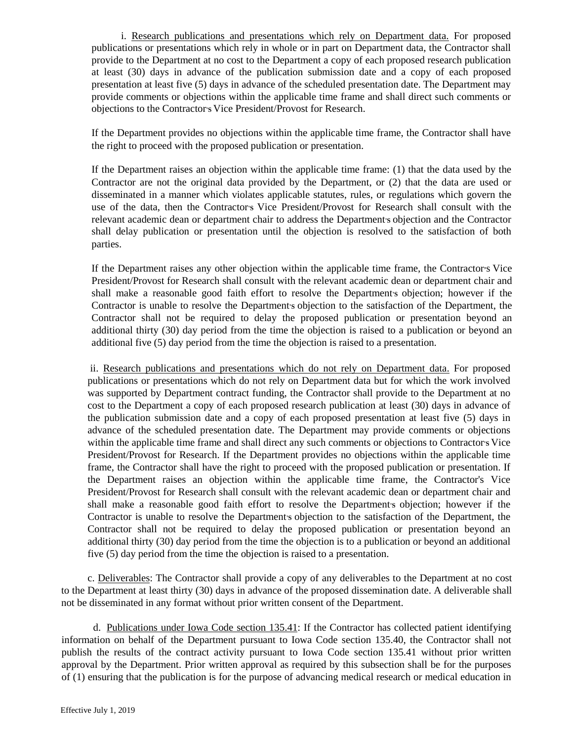i. Research publications and presentations which rely on Department data. For proposed publications or presentations which rely in whole or in part on Department data, the Contractor shall provide to the Department at no cost to the Department a copy of each proposed research publication at least (30) days in advance of the publication submission date and a copy of each proposed presentation at least five (5) days in advance of the scheduled presentation date. The Department may provide comments or objections within the applicable time frame and shall direct such comments or objections to the Contractor's Vice President/Provost for Research.

If the Department provides no objections within the applicable time frame, the Contractor shall have the right to proceed with the proposed publication or presentation.

If the Department raises an objection within the applicable time frame: (1) that the data used by the Contractor are not the original data provided by the Department, or (2) that the data are used or disseminated in a manner which violates applicable statutes, rules, or regulations which govern the use of the data, then the Contractor's Vice President/Provost for Research shall consult with the relevant academic dean or department chair to address the Department's objection and the Contractor shall delay publication or presentation until the objection is resolved to the satisfaction of both parties.

If the Department raises any other objection within the applicable time frame, the Contractor's Vice President/Provost for Research shall consult with the relevant academic dean or department chair and shall make a reasonable good faith effort to resolve the Department's objection; however if the Contractor is unable to resolve the Department's objection to the satisfaction of the Department, the Contractor shall not be required to delay the proposed publication or presentation beyond an additional thirty (30) day period from the time the objection is raised to a publication or beyond an additional five (5) day period from the time the objection is raised to a presentation.

ii. Research publications and presentations which do not rely on Department data. For proposed publications or presentations which do not rely on Department data but for which the work involved was supported by Department contract funding, the Contractor shall provide to the Department at no cost to the Department a copy of each proposed research publication at least (30) days in advance of the publication submission date and a copy of each proposed presentation at least five (5) days in advance of the scheduled presentation date. The Department may provide comments or objections within the applicable time frame and shall direct any such comments or objections to Contractor's Vice President/Provost for Research. If the Department provides no objections within the applicable time frame, the Contractor shall have the right to proceed with the proposed publication or presentation. If the Department raises an objection within the applicable time frame, the Contractor's Vice President/Provost for Research shall consult with the relevant academic dean or department chair and shall make a reasonable good faith effort to resolve the Department's objection; however if the Contractor is unable to resolve the Department's objection to the satisfaction of the Department, the Contractor shall not be required to delay the proposed publication or presentation beyond an additional thirty (30) day period from the time the objection is to a publication or beyond an additional five (5) day period from the time the objection is raised to a presentation.

c. Deliverables: The Contractor shall provide a copy of any deliverables to the Department at no cost to the Department at least thirty (30) days in advance of the proposed dissemination date. A deliverable shall not be disseminated in any format without prior written consent of the Department.

d. Publications under Iowa Code section 135.41: If the Contractor has collected patient identifying information on behalf of the Department pursuant to Iowa Code section 135.40, the Contractor shall not publish the results of the contract activity pursuant to Iowa Code section 135.41 without prior written approval by the Department. Prior written approval as required by this subsection shall be for the purposes of (1) ensuring that the publication is for the purpose of advancing medical research or medical education in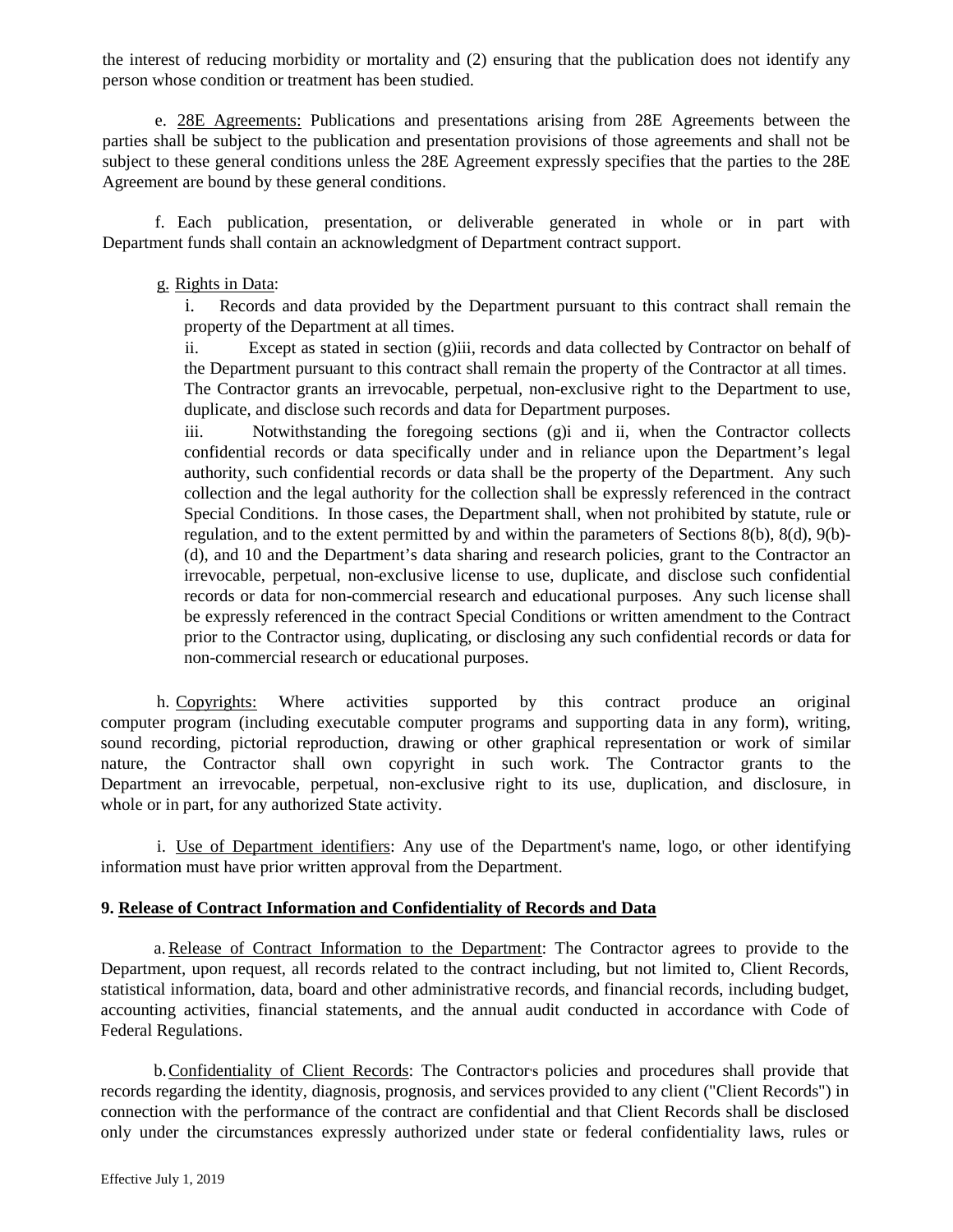the interest of reducing morbidity or mortality and (2) ensuring that the publication does not identify any person whose condition or treatment has been studied.

e. 28E Agreements: Publications and presentations arising from 28E Agreements between the parties shall be subject to the publication and presentation provisions of those agreements and shall not be subject to these general conditions unless the 28E Agreement expressly specifies that the parties to the 28E Agreement are bound by these general conditions.

f. Each publication, presentation, or deliverable generated in whole or in part with Department funds shall contain an acknowledgment of Department contract support.

g. Rights in Data:

i. Records and data provided by the Department pursuant to this contract shall remain the property of the Department at all times.

ii. Except as stated in section (g)iii, records and data collected by Contractor on behalf of the Department pursuant to this contract shall remain the property of the Contractor at all times. The Contractor grants an irrevocable, perpetual, non-exclusive right to the Department to use, duplicate, and disclose such records and data for Department purposes.

iii. Notwithstanding the foregoing sections (g)i and ii, when the Contractor collects confidential records or data specifically under and in reliance upon the Department's legal authority, such confidential records or data shall be the property of the Department. Any such collection and the legal authority for the collection shall be expressly referenced in the contract Special Conditions. In those cases, the Department shall, when not prohibited by statute, rule or regulation, and to the extent permitted by and within the parameters of Sections 8(b), 8(d), 9(b)-(d), and 10 and the Department's data sharing and research policies, grant to the Contractor an irrevocable, perpetual, non-exclusive license to use, duplicate, and disclose such confidential records or data for non-commercial research and educational purposes. Any such license shall be expressly referenced in the contract Special Conditions or written amendment to the Contract prior to the Contractor using, duplicating, or disclosing any such confidential records or data for non-commercial research or educational purposes.

h. Copyrights: Where activities supported by this contract produce an original computer program (including executable computer programs and supporting data in any form), writing, sound recording, pictorial reproduction, drawing or other graphical representation or work of similar nature, the Contractor shall own copyright in such work. The Contractor grants to the Department an irrevocable, perpetual, non-exclusive right to its use, duplication, and disclosure, in whole or in part, for any authorized State activity.

i. Use of Department identifiers: Any use of the Department's name, logo, or other identifying information must have prior written approval from the Department.

## 9. Release of Contract Information and Confidentiality of Records and Data

a. Release of Contract Information to the Department: The Contractor agrees to provide to the Department, upon request, all records related to the contract including, but not limited to, Client Records, statistical information, data, board and other administrative records, and financial records, including budget, accounting activities, financial statements, and the annual audit conducted in accordance with Code of Federal Regulations.

b. Confidentiality of Client Records: The Contractor's policies and procedures shall provide that records regarding the identity, diagnosis, prognosis, and services provided to any client ("Client Records") in connection with the performance of the contract are confidential and that Client Records shall be disclosed only under the circumstances expressly authorized under state or federal confidentiality laws, rules or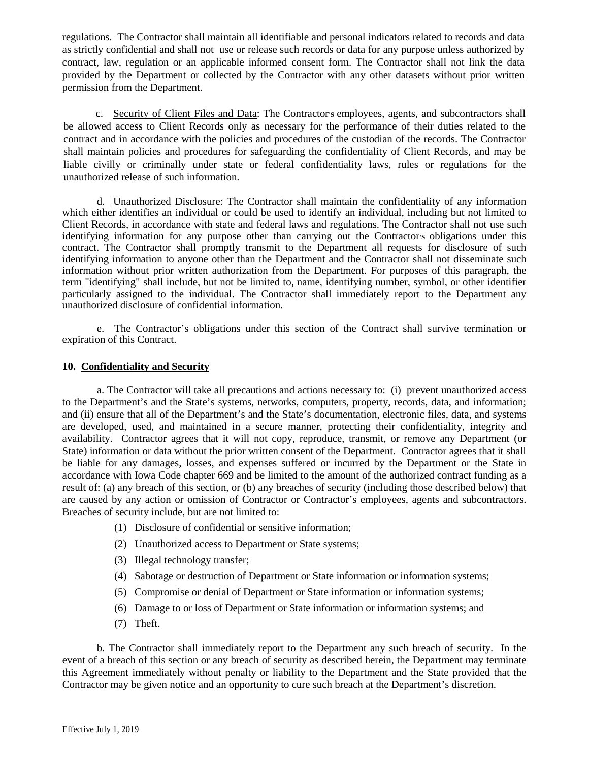regulations. The Contractor shall maintain all identifiable and personal indicators related to records and data as strictly confidential and shall not use or release such records or data for any purpose unless authorized by contract, law, regulation or an applicable informed consent form. The Contractor shall not link the data provided by the Department or collected by the Contractor with any other datasets without prior written permission from the Department.

c. Security of Client Files and Data: The Contractor's employees, agents, and subcontractors shall be allowed access to Client Records only as necessary for the performance of their duties related to the contract and in accordance with the policies and procedures of the custodian of the records. The Contractor shall maintain policies and procedures for safeguarding the confidentiality of Client Records, and may be liable civilly or criminally under state or federal confidentiality laws, rules or regulations for the unauthorized release of such information.

d. Unauthorized Disclosure: The Contractor shall maintain the confidentiality of any information which either identifies an individual or could be used to identify an individual, including but not limited to Client Records, in accordance with state and federal laws and regulations. The Contractor shall not use such identifying information for any purpose other than carrying out the Contractor's obligations under this contract. The Contractor shall promptly transmit to the Department all requests for disclosure of such identifying information to anyone other than the Department and the Contractor shall not disseminate such information without prior written authorization from the Department. For purposes of this paragraph, the term "identifying" shall include, but not be limited to, name, identifying number, symbol, or other identifier particularly assigned to the individual. The Contractor shall immediately report to the Department any unauthorized disclosure of confidential information.

e. The Contractor's obligations under this section of the Contract shall survive termination or expiration of this Contract.

**10. Confidentiality and Security**

a. The Contractor will take all precautions and actions necessary to: (i) prevent unauthorized access to the Department's and the State's systems, networks, computers, property, records, data, and information; and (ii) ensure that all of the Department's and the State's documentation, electronic files, data, and systems are developed, used, and maintained in a secure manner, protecting their confidentiality, integrity and availability. Contractor agrees that it will not copy, reproduce, transmit, or remove any Department (or State) information or data without the prior written consent of the Department. Contractor agrees that it shall be liable for any damages, losses, and expenses suffered or incurred by the Department or the State in accordance with Iowa Code chapter 669 and be limited to the amount of the authorized contract funding as a result of: (a) any breach of this section, or (b) any breaches of security (including those described below) that are caused by any action or omission of Contractor or Contractor's employees, agents and subcontractors. Breaches of security include, but are not limited to:

(1) Disclosure of confidential or sensitive information;

(2) Unauthorized access to Department or State systems;

(3) Illegal technology transfer;

(4) Sabotage or destruction of Department or State information or information systems;

(5) Compromise or denial of Department or State information or information systems;

(6) Damage to or loss of Department or State information or information systems; and

(7) Theft.

b. The Contractor shall immediately report to the Department any such breach of security. In the event of a breach of this section or any breach of security as described herein, the Department may terminate this Agreement immediately without penalty or liability to the Department and the State provided that the Contractor may be given notice and an opportunity to cure such breach at the Department's discretion.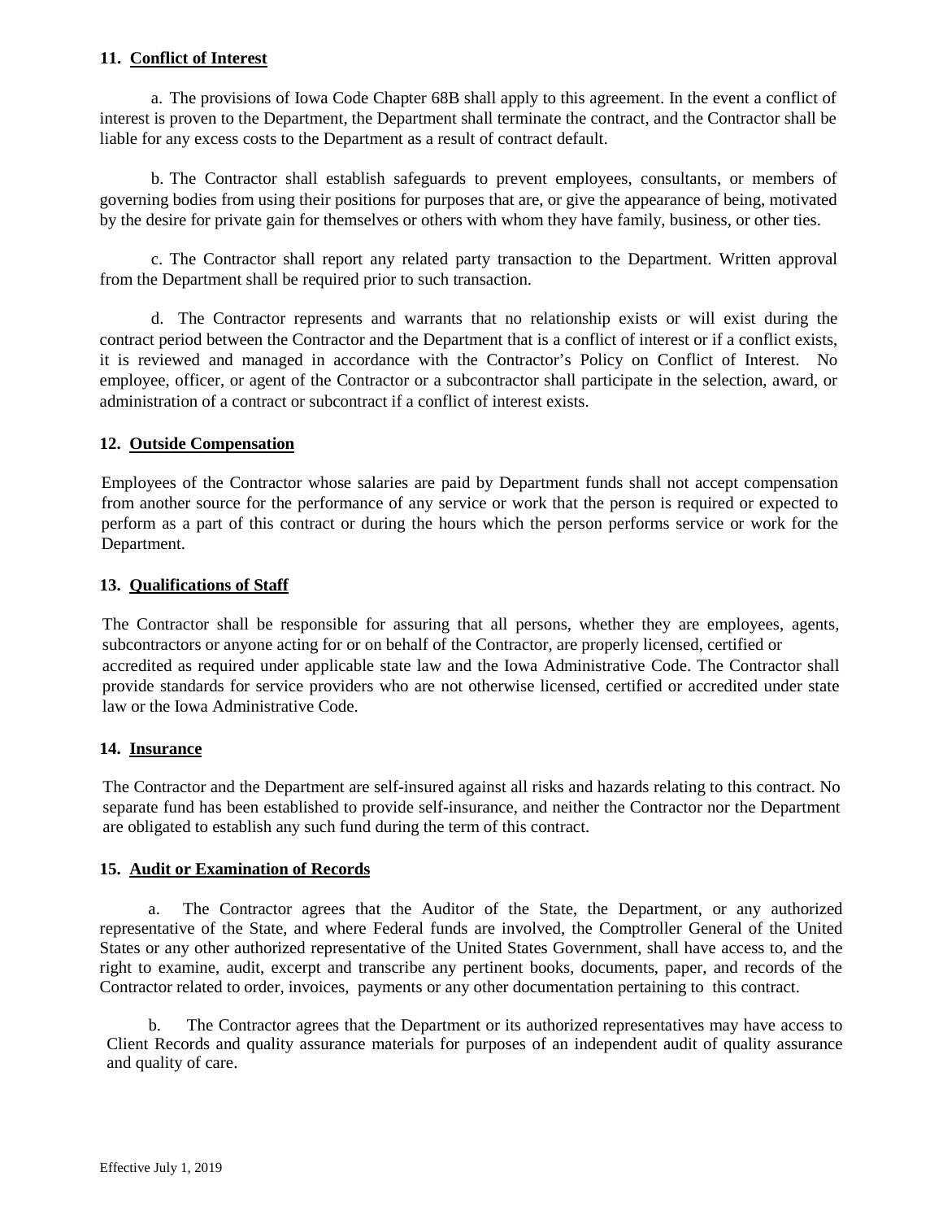**11. Conflict of Interest**

a. The provisions of Iowa Code Chapter 68B shall apply to this agreement. In the event a conflict of interest is proven to the Department, the Department shall terminate the contract, and the Contractor shall be liable for any excess costs to the Department as a result of contract default.

b. The Contractor shall establish safeguards to prevent employees, consultants, or members of governing bodies from using their positions for purposes that are, or give the appearance of being, motivated by the desire for private gain for themselves or others with whom they have family, business, or other ties.

c. The Contractor shall report any related party transaction to the Department. Written approval from the Department shall be required prior to such transaction.

d. The Contractor represents and warrants that no relationship exists or will exist during the contract period between the Contractor and the Department that is a conflict of interest or if a conflict exists, it is reviewed and managed in accordance with the Contractor's Policy on Conflict of Interest. No employee, officer, or agent of the Contractor or a subcontractor shall participate in the selection, award, or administration of a contract or subcontract if a conflict of interest exists.

**12. Outside Compensation**

Employees of the Contractor whose salaries are paid by Department funds shall not accept compensation from another source for the performance of any service or work that the person is required or expected to perform as a part of this contract or during the hours which the person performs service or work for the Department.

**13. Qualifications of Staff**

The Contractor shall be responsible for assuring that all persons, whether they are employees, agents, subcontractors or anyone acting for or on behalf of the Contractor, are properly licensed, certified or accredited as required under applicable state law and the Iowa Administrative Code. The Contractor shall provide standards for service providers who are not otherwise licensed, certified or accredited under state law or the Iowa Administrative Code.

**14. Insurance**

The Contractor and the Department are self-insured against all risks and hazards relating to this contract. No separate fund has been established to provide self-insurance, and neither the Contractor nor the Department are obligated to establish any such fund during the term of this contract.

**15. Audit or Examination of Records**

a. The Contractor agrees that the Auditor of the State, the Department, or any authorized representative of the State, and where Federal funds are involved, the Comptroller General of the United States or any other authorized representative of the United States Government, shall have access to, and the right to examine, audit, excerpt and transcribe any pertinent books, documents, paper, and records of the Contractor related to order, invoices, payments or any other documentation pertaining to this contract.

b. The Contractor agrees that the Department or its authorized representatives may have access to Client Records and quality assurance materials for purposes of an independent audit of quality assurance and quality of care.

Effective July 1, 2019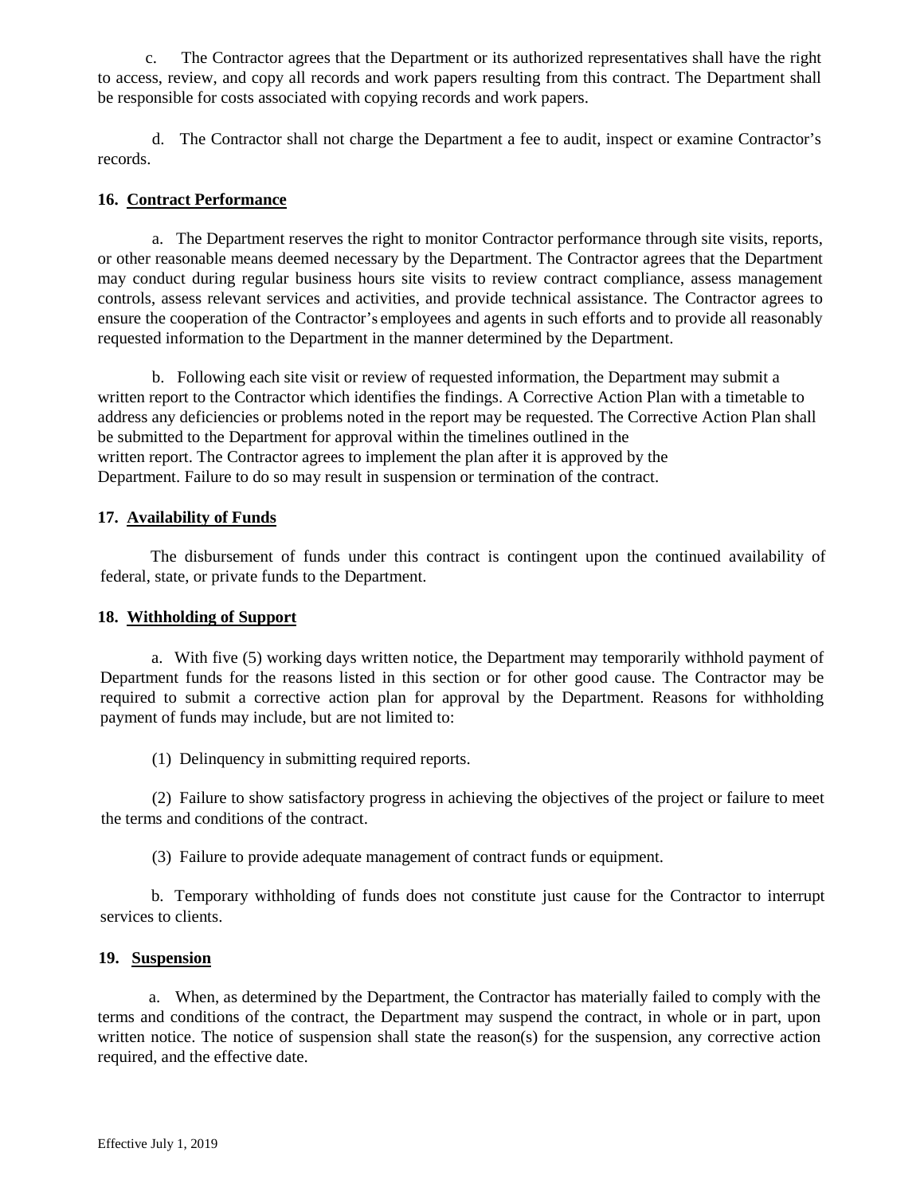c. The Contractor agrees that the Department or its authorized representatives shall have the right to access, review, and copy all records and work papers resulting from this contract. The Department shall be responsible for costs associated with copying records and work papers.

d. The Contractor shall not charge the Department a fee to audit, inspect or examine Contractor's records.

**16. Contract Performance**

a. The Department reserves the right to monitor Contractor performance through site visits, reports, or other reasonable means deemed necessary by the Department. The Contractor agrees that the Department may conduct during regular business hours site visits to review contract compliance, assess management controls, assess relevant services and activities, and provide technical assistance. The Contractor agrees to ensure the cooperation of the Contractor's employees and agents in such efforts and to provide all reasonably requested information to the Department in the manner determined by the Department.

b. Following each site visit or review of requested information, the Department may submit a written report to the Contractor which identifies the findings. A Corrective Action Plan with a timetable to address any deficiencies or problems noted in the report may be requested. The Corrective Action Plan shall be submitted to the Department for approval within the timelines outlined in the written report. The Contractor agrees to implement the plan after it is approved by the Department. Failure to do so may result in suspension or termination of the contract.

**17. Availability of Funds**

The disbursement of funds under this contract is contingent upon the continued availability of federal, state, or private funds to the Department.

**18. Withholding of Support**

a. With five (5) working days written notice, the Department may temporarily withhold payment of Department funds for the reasons listed in this section or for other good cause. The Contractor may be required to submit a corrective action plan for approval by the Department. Reasons for withholding payment of funds may include, but are not limited to:

(1) Delinquency in submitting required reports.

(2) Failure to show satisfactory progress in achieving the objectives of the project or failure to meet the terms and conditions of the contract.

(3) Failure to provide adequate management of contract funds or equipment.

b. Temporary withholding of funds does not constitute just cause for the Contractor to interrupt services to clients.

**19. Suspension**

a. When, as determined by the Department, the Contractor has materially failed to comply with the terms and conditions of the contract, the Department may suspend the contract, in whole or in part, upon written notice. The notice of suspension shall state the reason(s) for the suspension, any corrective action required, and the effective date.

Effective July 1, 2019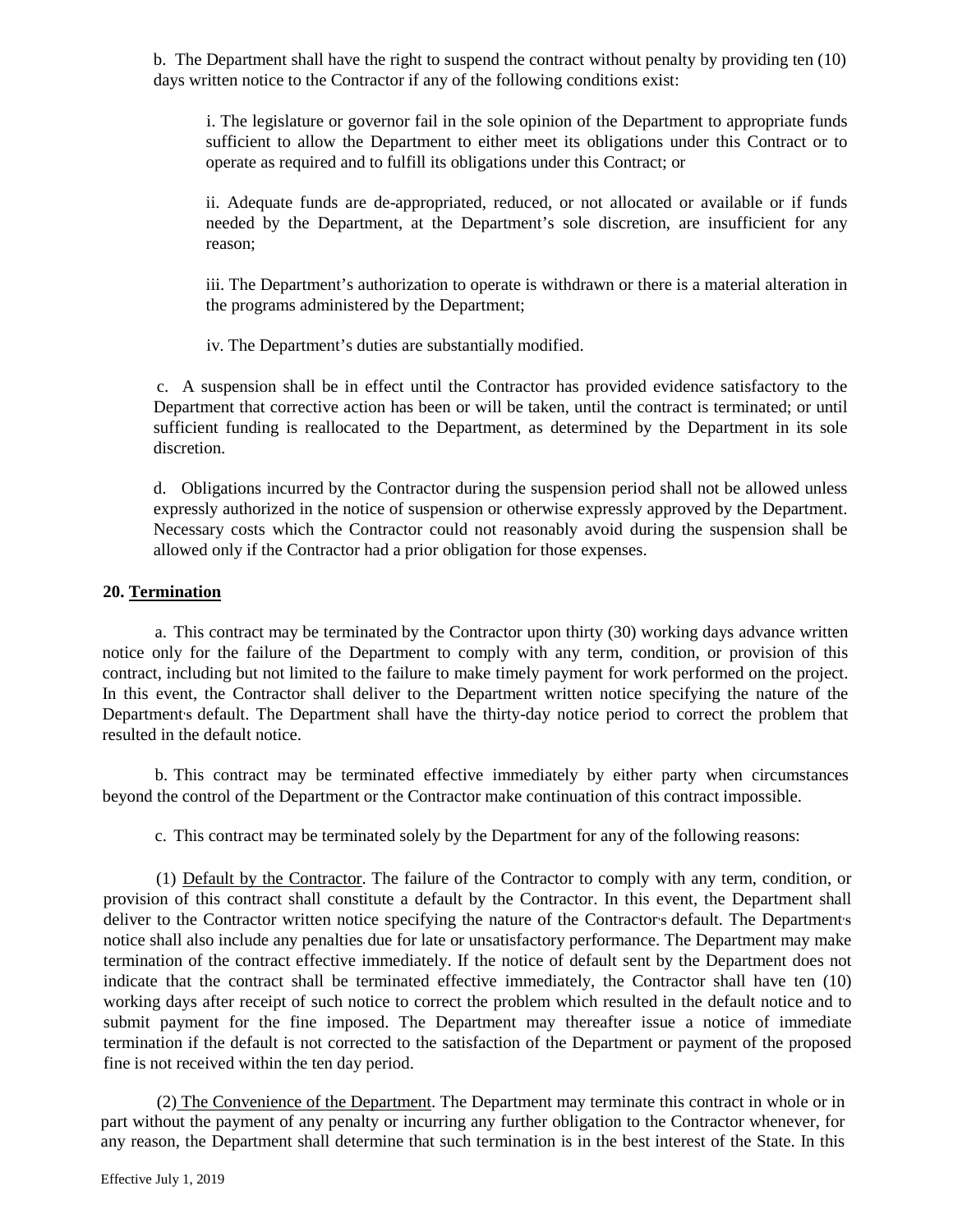b. The Department shall have the right to suspend the contract without penalty by providing ten (10) days written notice to the Contractor if any of the following conditions exist:

i. The legislature or governor fail in the sole opinion of the Department to appropriate funds sufficient to allow the Department to either meet its obligations under this Contract or to operate as required and to fulfill its obligations under this Contract; or

ii. Adequate funds are de-appropriated, reduced, or not allocated or available or if funds needed by the Department, at the Department's sole discretion, are insufficient for any reason;

iii. The Department's authorization to operate is withdrawn or there is a material alteration in the programs administered by the Department;

iv. The Department's duties are substantially modified.

c. A suspension shall be in effect until the Contractor has provided evidence satisfactory to the Department that corrective action has been or will be taken, until the contract is terminated; or until sufficient funding is reallocated to the Department, as determined by the Department in its sole discretion.

d. Obligations incurred by the Contractor during the suspension period shall not be allowed unless expressly authorized in the notice of suspension or otherwise expressly approved by the Department. Necessary costs which the Contractor could not reasonably avoid during the suspension shall be allowed only if the Contractor had a prior obligation for those expenses.

**20. Termination**

a. This contract may be terminated by the Contractor upon thirty (30) working days advance written notice only for the failure of the Department to comply with any term, condition, or provision of this contract, including but not limited to the failure to make timely payment for work performed on the project. In this event, the Contractor shall deliver to the Department written notice specifying the nature of the Department's default. The Department shall have the thirty-day notice period to correct the problem that resulted in the default notice.

b. This contract may be terminated effective immediately by either party when circumstances beyond the control of the Department or the Contractor make continuation of this contract impossible.

c. This contract may be terminated solely by the Department for any of the following reasons:

(1) Default by the Contractor. The failure of the Contractor to comply with any term, condition, or provision of this contract shall constitute a default by the Contractor. In this event, the Department shall deliver to the Contractor written notice specifying the nature of the Contractor's default. The Department's notice shall also include any penalties due for late or unsatisfactory performance. The Department may make termination of the contract effective immediately. If the notice of default sent by the Department does not indicate that the contract shall be terminated effective immediately, the Contractor shall have ten (10) working days after receipt of such notice to correct the problem which resulted in the default notice and to submit payment for the fine imposed. The Department may thereafter issue a notice of immediate termination if the default is not corrected to the satisfaction of the Department or payment of the proposed fine is not received within the ten day period.

(2) The Convenience of the Department. The Department may terminate this contract in whole or in part without the payment of any penalty or incurring any further obligation to the Contractor whenever, for any reason, the Department shall determine that such termination is in the best interest of the State. In this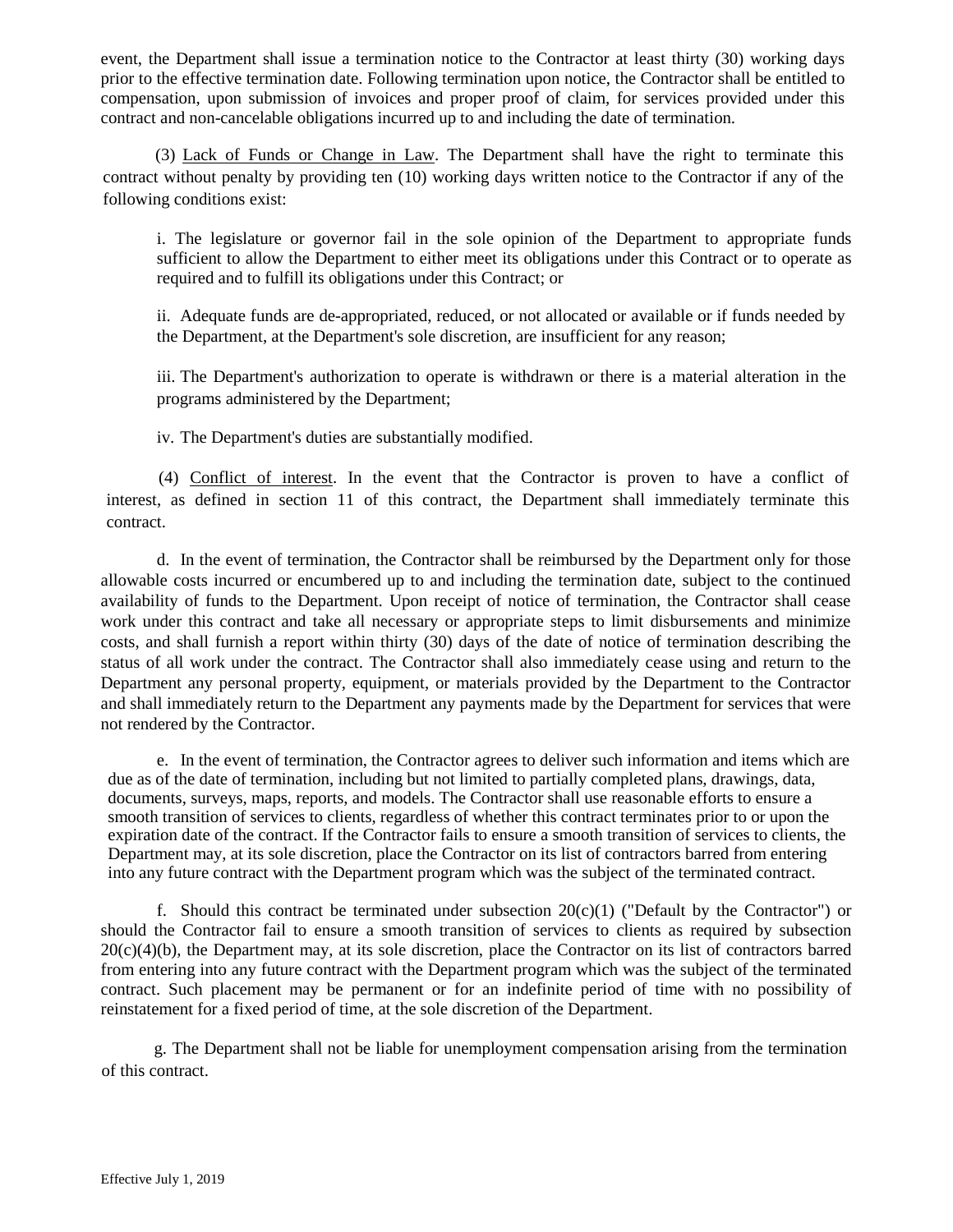event, the Department shall issue a termination notice to the Contractor at least thirty (30) working days prior to the effective termination date. Following termination upon notice, the Contractor shall be entitled to compensation, upon submission of invoices and proper proof of claim, for services provided under this contract and non-cancelable obligations incurred up to and including the date of termination.

(3) Lack of Funds or Change in Law. The Department shall have the right to terminate this contract without penalty by providing ten (10) working days written notice to the Contractor if any of the following conditions exist:

i. The legislature or governor fail in the sole opinion of the Department to appropriate funds sufficient to allow the Department to either meet its obligations under this Contract or to operate as required and to fulfill its obligations under this Contract; or

ii. Adequate funds are de-appropriated, reduced, or not allocated or available or if funds needed by the Department, at the Department's sole discretion, are insufficient for any reason;

iii. The Department's authorization to operate is withdrawn or there is a material alteration in the programs administered by the Department;

iv. The Department's duties are substantially modified.

(4) Conflict of interest. In the event that the Contractor is proven to have a conflict of interest, as defined in section 11 of this contract, the Department shall immediately terminate this contract.

d. In the event of termination, the Contractor shall be reimbursed by the Department only for those allowable costs incurred or encumbered up to and including the termination date, subject to the continued availability of funds to the Department. Upon receipt of notice of termination, the Contractor shall cease work under this contract and take all necessary or appropriate steps to limit disbursements and minimize costs, and shall furnish a report within thirty (30) days of the date of notice of termination describing the status of all work under the contract. The Contractor shall also immediately cease using and return to the Department any personal property, equipment, or materials provided by the Department to the Contractor and shall immediately return to the Department any payments made by the Department for services that were not rendered by the Contractor.

e. In the event of termination, the Contractor agrees to deliver such information and items which are due as of the date of termination, including but not limited to partially completed plans, drawings, data, documents, surveys, maps, reports, and models. The Contractor shall use reasonable efforts to ensure a smooth transition of services to clients, regardless of whether this contract terminates prior to or upon the expiration date of the contract. If the Contractor fails to ensure a smooth transition of services to clients, the Department may, at its sole discretion, place the Contractor on its list of contractors barred from entering into any future contract with the Department program which was the subject of the terminated contract.

f. Should this contract be terminated under subsection 20(c)(1) ("Default by the Contractor") or should the Contractor fail to ensure a smooth transition of services to clients as required by subsection 20(c)(4)(b), the Department may, at its sole discretion, place the Contractor on its list of contractors barred from entering into any future contract with the Department program which was the subject of the terminated contract. Such placement may be permanent or for an indefinite period of time with no possibility of reinstatement for a fixed period of time, at the sole discretion of the Department.

g. The Department shall not be liable for unemployment compensation arising from the termination of this contract.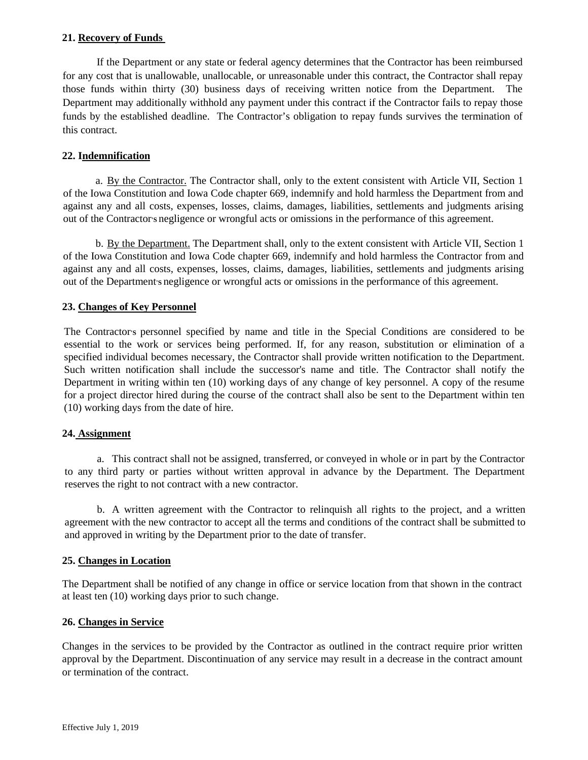**21. Recovery of Funds**

If the Department or any state or federal agency determines that the Contractor has been reimbursed for any cost that is unallowable, unallocable, or unreasonable under this contract, the Contractor shall repay those funds within thirty (30) business days of receiving written notice from the Department. The Department may additionally withhold any payment under this contract if the Contractor fails to repay those funds by the established deadline. The Contractor's obligation to repay funds survives the termination of this contract.

**22. Indemnification**

a. By the Contractor. The Contractor shall, only to the extent consistent with Article VII, Section 1 of the Iowa Constitution and Iowa Code chapter 669, indemnify and hold harmless the Department from and against any and all costs, expenses, losses, claims, damages, liabilities, settlements and judgments arising out of the Contractor's negligence or wrongful acts or omissions in the performance of this agreement.

b. By the Department. The Department shall, only to the extent consistent with Article VII, Section 1 of the Iowa Constitution and Iowa Code chapter 669, indemnify and hold harmless the Contractor from and against any and all costs, expenses, losses, claims, damages, liabilities, settlements and judgments arising out of the Department's negligence or wrongful acts or omissions in the performance of this agreement.

**23. Changes of Key Personnel**

The Contractor's personnel specified by name and title in the Special Conditions are considered to be essential to the work or services being performed. If, for any reason, substitution or elimination of a specified individual becomes necessary, the Contractor shall provide written notification to the Department. Such written notification shall include the successor's name and title. The Contractor shall notify the Department in writing within ten (10) working days of any change of key personnel. A copy of the resume for a project director hired during the course of the contract shall also be sent to the Department within ten (10) working days from the date of hire.

**24. Assignment**

a. This contract shall not be assigned, transferred, or conveyed in whole or in part by the Contractor to any third party or parties without written approval in advance by the Department. The Department reserves the right to not contract with a new contractor.

b. A written agreement with the Contractor to relinquish all rights to the project, and a written agreement with the new contractor to accept all the terms and conditions of the contract shall be submitted to and approved in writing by the Department prior to the date of transfer.

**25. Changes in Location**

The Department shall be notified of any change in office or service location from that shown in the contract at least ten (10) working days prior to such change.

**26. Changes in Service**

Changes in the services to be provided by the Contractor as outlined in the contract require prior written approval by the Department. Discontinuation of any service may result in a decrease in the contract amount or termination of the contract.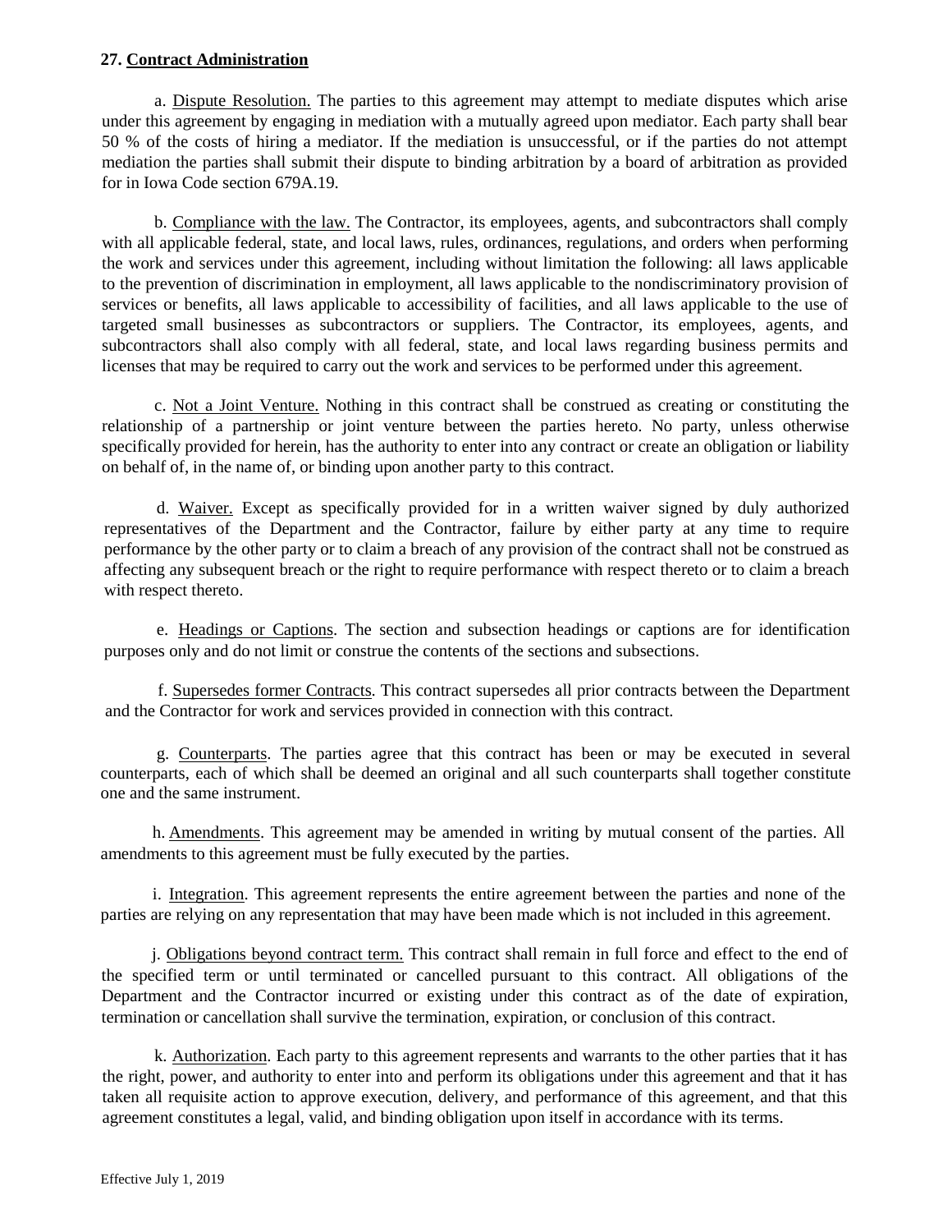**27. Contract Administration**

a. Dispute Resolution. The parties to this agreement may attempt to mediate disputes which arise under this agreement by engaging in mediation with a mutually agreed upon mediator. Each party shall bear 50 % of the costs of hiring a mediator. If the mediation is unsuccessful, or if the parties do not attempt mediation the parties shall submit their dispute to binding arbitration by a board of arbitration as provided for in Iowa Code section 679A.19.

b. Compliance with the law. The Contractor, its employees, agents, and subcontractors shall comply with all applicable federal, state, and local laws, rules, ordinances, regulations, and orders when performing the work and services under this agreement, including without limitation the following: all laws applicable to the prevention of discrimination in employment, all laws applicable to the nondiscriminatory provision of services or benefits, all laws applicable to accessibility of facilities, and all laws applicable to the use of targeted small businesses as subcontractors or suppliers. The Contractor, its employees, agents, and subcontractors shall also comply with all federal, state, and local laws regarding business permits and licenses that may be required to carry out the work and services to be performed under this agreement.

c. Not a Joint Venture. Nothing in this contract shall be construed as creating or constituting the relationship of a partnership or joint venture between the parties hereto. No party, unless otherwise specifically provided for herein, has the authority to enter into any contract or create an obligation or liability on behalf of, in the name of, or binding upon another party to this contract.

d. Waiver. Except as specifically provided for in a written waiver signed by duly authorized representatives of the Department and the Contractor, failure by either party at any time to require performance by the other party or to claim a breach of any provision of the contract shall not be construed as affecting any subsequent breach or the right to require performance with respect thereto or to claim a breach with respect thereto.

e. Headings or Captions. The section and subsection headings or captions are for identification purposes only and do not limit or construe the contents of the sections and subsections.

f. Supersedes former Contracts. This contract supersedes all prior contracts between the Department and the Contractor for work and services provided in connection with this contract.

g. Counterparts. The parties agree that this contract has been or may be executed in several counterparts, each of which shall be deemed an original and all such counterparts shall together constitute one and the same instrument.

h. Amendments. This agreement may be amended in writing by mutual consent of the parties. All amendments to this agreement must be fully executed by the parties.

i. Integration. This agreement represents the entire agreement between the parties and none of the parties are relying on any representation that may have been made which is not included in this agreement.

j. Obligations beyond contract term. This contract shall remain in full force and effect to the end of the specified term or until terminated or cancelled pursuant to this contract. All obligations of the Department and the Contractor incurred or existing under this contract as of the date of expiration, termination or cancellation shall survive the termination, expiration, or conclusion of this contract.

k. Authorization. Each party to this agreement represents and warrants to the other parties that it has the right, power, and authority to enter into and perform its obligations under this agreement and that it has taken all requisite action to approve execution, delivery, and performance of this agreement, and that this agreement constitutes a legal, valid, and binding obligation upon itself in accordance with its terms.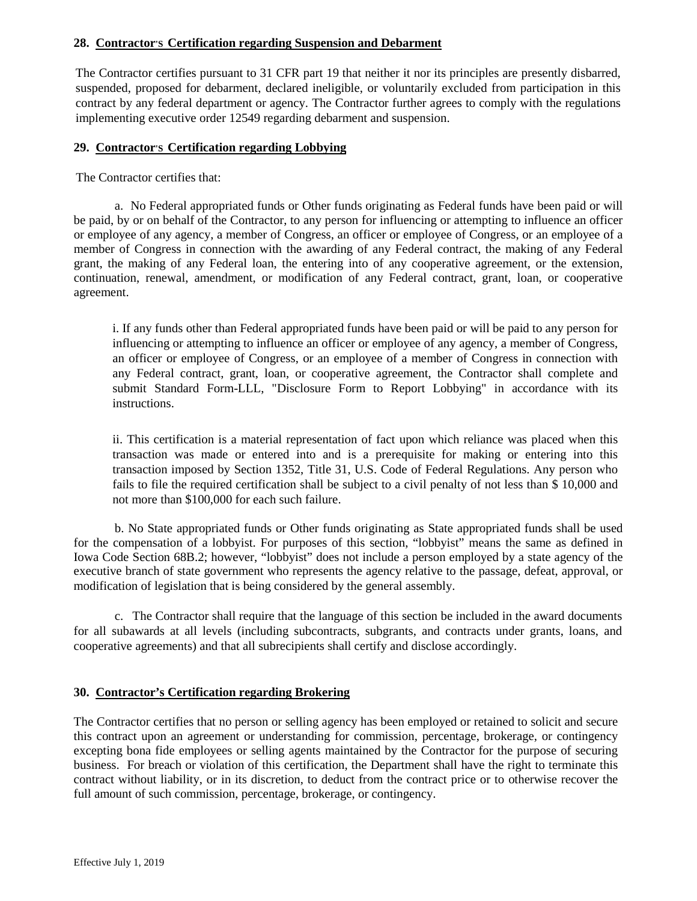### 28. Contractor's Certification regarding Suspension and Debarment

The Contractor certifies pursuant to 31 CFR part 19 that neither it nor its principles are presently disbarred, suspended, proposed for debarment, declared ineligible, or voluntarily excluded from participation in this contract by any federal department or agency. The Contractor further agrees to comply with the regulations implementing executive order 12549 regarding debarment and suspension.

### 29. Contractor's Certification regarding Lobbying

The Contractor certifies that:

a. No Federal appropriated funds or Other funds originating as Federal funds have been paid or will be paid, by or on behalf of the Contractor, to any person for influencing or attempting to influence an officer or employee of any agency, a member of Congress, an officer or employee of Congress, or an employee of a member of Congress in connection with the awarding of any Federal contract, the making of any Federal grant, the making of any Federal loan, the entering into of any cooperative agreement, or the extension, continuation, renewal, amendment, or modification of any Federal contract, grant, loan, or cooperative agreement.

> i. If any funds other than Federal appropriated funds have been paid or will be paid to any person for influencing or attempting to influence an officer or employee of any agency, a member of Congress, an officer or employee of Congress, or an employee of a member of Congress in connection with any Federal contract, grant, loan, or cooperative agreement, the Contractor shall complete and submit Standard Form-LLL, "Disclosure Form to Report Lobbying" in accordance with its instructions.
>
> ii. This certification is a material representation of fact upon which reliance was placed when this transaction was made or entered into and is a prerequisite for making or entering into this transaction imposed by Section 1352, Title 31, U.S. Code of Federal Regulations. Any person who fails to file the required certification shall be subject to a civil penalty of not less than $ 10,000 and not more than $100,000 for each such failure.

b. No State appropriated funds or Other funds originating as State appropriated funds shall be used for the compensation of a lobbyist. For purposes of this section, "lobbyist" means the same as defined in Iowa Code Section 68B.2; however, "lobbyist" does not include a person employed by a state agency of the executive branch of state government who represents the agency relative to the passage, defeat, approval, or modification of legislation that is being considered by the general assembly.

c. The Contractor shall require that the language of this section be included in the award documents for all subawards at all levels (including subcontracts, subgrants, and contracts under grants, loans, and cooperative agreements) and that all subrecipients shall certify and disclose accordingly.

### 30. Contractor's Certification regarding Brokering

The Contractor certifies that no person or selling agency has been employed or retained to solicit and secure this contract upon an agreement or understanding for commission, percentage, brokerage, or contingency excepting bona fide employees or selling agents maintained by the Contractor for the purpose of securing business. For breach or violation of this certification, the Department shall have the right to terminate this contract without liability, or in its discretion, to deduct from the contract price or to otherwise recover the full amount of such commission, percentage, brokerage, or contingency.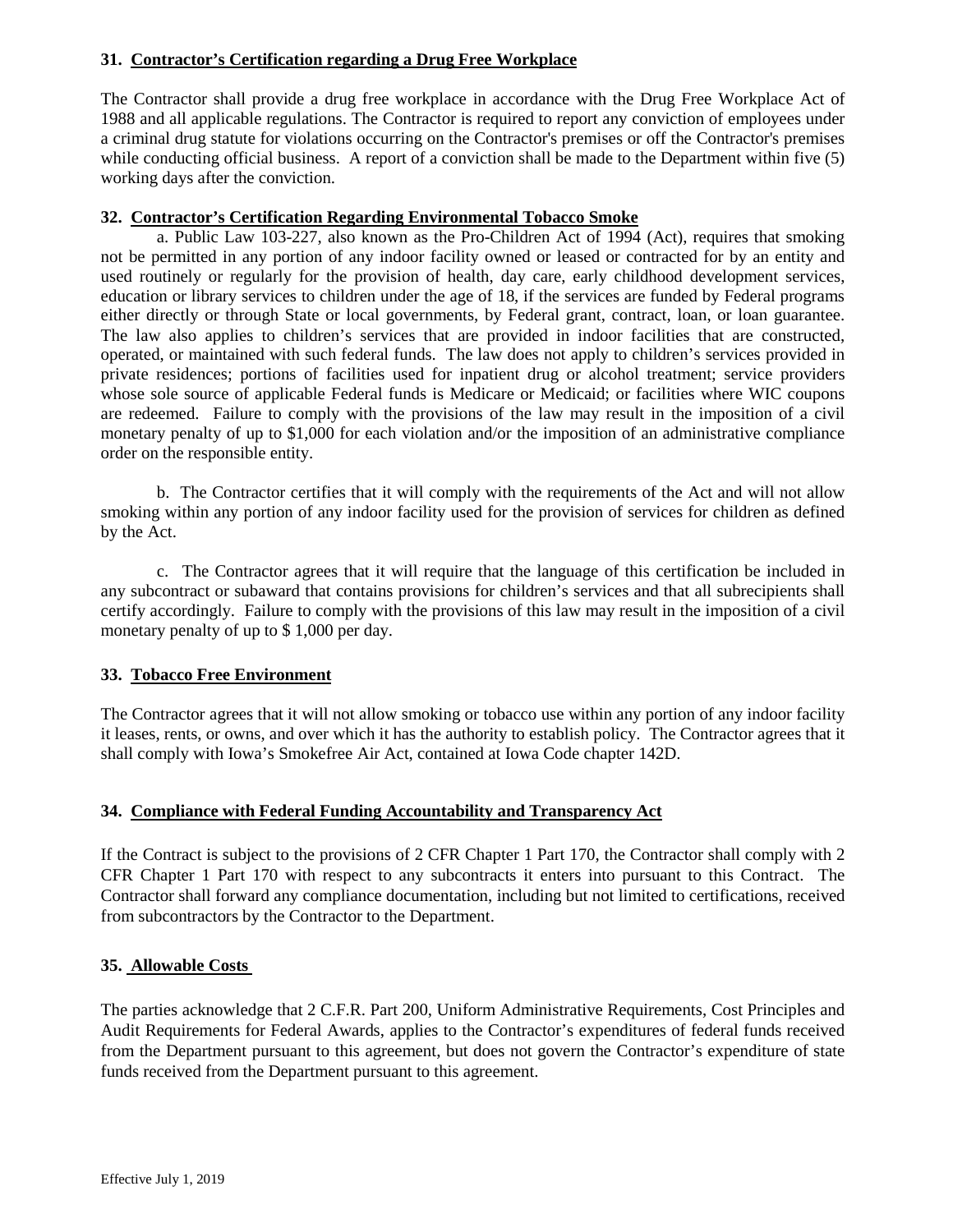**31. Contractor's Certification regarding a Drug Free Workplace**

The Contractor shall provide a drug free workplace in accordance with the Drug Free Workplace Act of 1988 and all applicable regulations. The Contractor is required to report any conviction of employees under a criminal drug statute for violations occurring on the Contractor's premises or off the Contractor's premises while conducting official business. A report of a conviction shall be made to the Department within five (5) working days after the conviction.

**32. Contractor's Certification Regarding Environmental Tobacco Smoke**

a. Public Law 103-227, also known as the Pro-Children Act of 1994 (Act), requires that smoking not be permitted in any portion of any indoor facility owned or leased or contracted for by an entity and used routinely or regularly for the provision of health, day care, early childhood development services, education or library services to children under the age of 18, if the services are funded by Federal programs either directly or through State or local governments, by Federal grant, contract, loan, or loan guarantee. The law also applies to children's services that are provided in indoor facilities that are constructed, operated, or maintained with such federal funds. The law does not apply to children's services provided in private residences; portions of facilities used for inpatient drug or alcohol treatment; service providers whose sole source of applicable Federal funds is Medicare or Medicaid; or facilities where WIC coupons are redeemed. Failure to comply with the provisions of the law may result in the imposition of a civil monetary penalty of up to $1,000 for each violation and/or the imposition of an administrative compliance order on the responsible entity.

b. The Contractor certifies that it will comply with the requirements of the Act and will not allow smoking within any portion of any indoor facility used for the provision of services for children as defined by the Act.

c. The Contractor agrees that it will require that the language of this certification be included in any subcontract or subaward that contains provisions for children's services and that all subrecipients shall certify accordingly. Failure to comply with the provisions of this law may result in the imposition of a civil monetary penalty of up to $ 1,000 per day.

**33. Tobacco Free Environment**

The Contractor agrees that it will not allow smoking or tobacco use within any portion of any indoor facility it leases, rents, or owns, and over which it has the authority to establish policy. The Contractor agrees that it shall comply with Iowa's Smokefree Air Act, contained at Iowa Code chapter 142D.

**34. Compliance with Federal Funding Accountability and Transparency Act**

If the Contract is subject to the provisions of 2 CFR Chapter 1 Part 170, the Contractor shall comply with 2 CFR Chapter 1 Part 170 with respect to any subcontracts it enters into pursuant to this Contract. The Contractor shall forward any compliance documentation, including but not limited to certifications, received from subcontractors by the Contractor to the Department.

**35. Allowable Costs**

The parties acknowledge that 2 C.F.R. Part 200, Uniform Administrative Requirements, Cost Principles and Audit Requirements for Federal Awards, applies to the Contractor's expenditures of federal funds received from the Department pursuant to this agreement, but does not govern the Contractor's expenditure of state funds received from the Department pursuant to this agreement.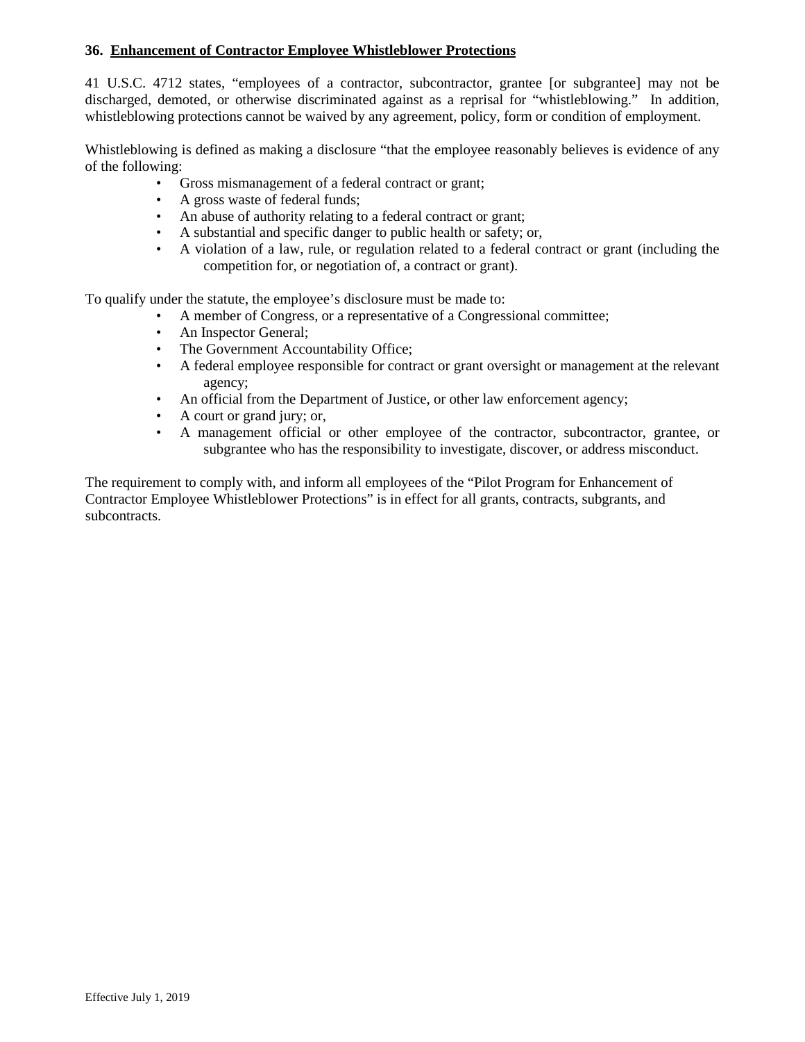**36. Enhancement of Contractor Employee Whistleblower Protections**

41 U.S.C. 4712 states, "employees of a contractor, subcontractor, grantee [or subgrantee] may not be discharged, demoted, or otherwise discriminated against as a reprisal for "whistleblowing." In addition, whistleblowing protections cannot be waived by any agreement, policy, form or condition of employment.

Whistleblowing is defined as making a disclosure "that the employee reasonably believes is evidence of any of the following:

- Gross mismanagement of a federal contract or grant;
- A gross waste of federal funds;
- An abuse of authority relating to a federal contract or grant;
- A substantial and specific danger to public health or safety; or,
- A violation of a law, rule, or regulation related to a federal contract or grant (including the competition for, or negotiation of, a contract or grant).

To qualify under the statute, the employee's disclosure must be made to:

- A member of Congress, or a representative of a Congressional committee;
- An Inspector General;
- The Government Accountability Office;
- A federal employee responsible for contract or grant oversight or management at the relevant agency;
- An official from the Department of Justice, or other law enforcement agency;
- A court or grand jury; or,
- A management official or other employee of the contractor, subcontractor, grantee, or subgrantee who has the responsibility to investigate, discover, or address misconduct.

The requirement to comply with, and inform all employees of the "Pilot Program for Enhancement of Contractor Employee Whistleblower Protections" is in effect for all grants, contracts, subgrants, and subcontracts.

Effective July 1, 2019